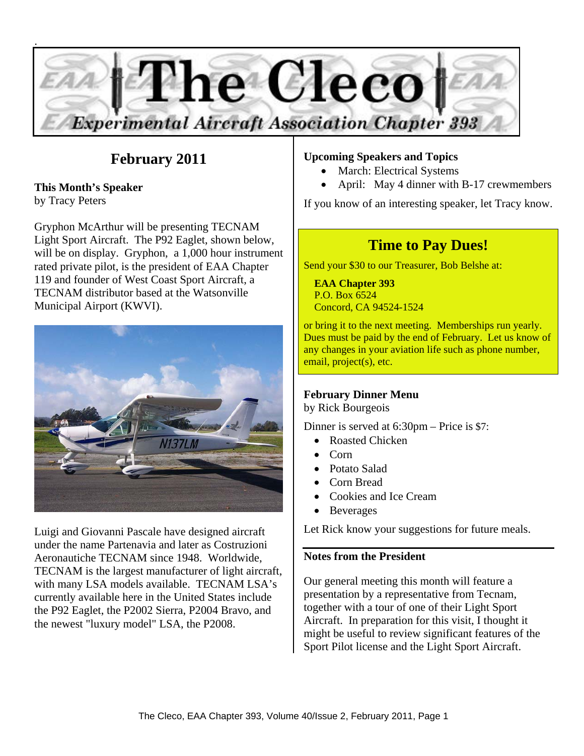# The Cleco

*Experimental Aircraft Association Chapter 393*

## February 2011

**This Month's Speaker**
by Tracy Peters

Gryphon McArthur will be presenting TECNAM Light Sport Aircraft. The P92 Eaglet, shown below, will be on display. Gryphon, a 1,000 hour instrument rated private pilot, is the president of EAA Chapter 119 and founder of West Coast Sport Aircraft, a TECNAM distributor based at the Watsonville Municipal Airport (KWVI).

Luigi and Giovanni Pascale have designed aircraft under the name Partenavia and later as Costruzioni Aeronautiche TECNAM since 1948. Worldwide, TECNAM is the largest manufacturer of light aircraft, with many LSA models available. TECNAM LSA's currently available here in the United States include the P92 Eaglet, the P2002 Sierra, P2004 Bravo, and the newest "luxury model" LSA, the P2008.

**Upcoming Speakers and Topics**

- March: Electrical Systems
- April: May 4 dinner with B-17 crewmembers

If you know of an interesting speaker, let Tracy know.

## Time to Pay Dues!

Send your $30 to our Treasurer, Bob Belshe at:

**EAA Chapter 393**
P.O. Box 6524
Concord, CA 94524-1524

or bring it to the next meeting. Memberships run yearly. Dues must be paid by the end of February. Let us know of any changes in your aviation life such as phone number, email, project(s), etc.

**February Dinner Menu**
by Rick Bourgeois

Dinner is served at 6:30pm – Price is $7:

- Roasted Chicken
- Corn
- Potato Salad
- Corn Bread
- Cookies and Ice Cream
- Beverages

Let Rick know your suggestions for future meals.

**Notes from the President**

Our general meeting this month will feature a presentation by a representative from Tecnam, together with a tour of one of their Light Sport Aircraft. In preparation for this visit, I thought it might be useful to review significant features of the Sport Pilot license and the Light Sport Aircraft.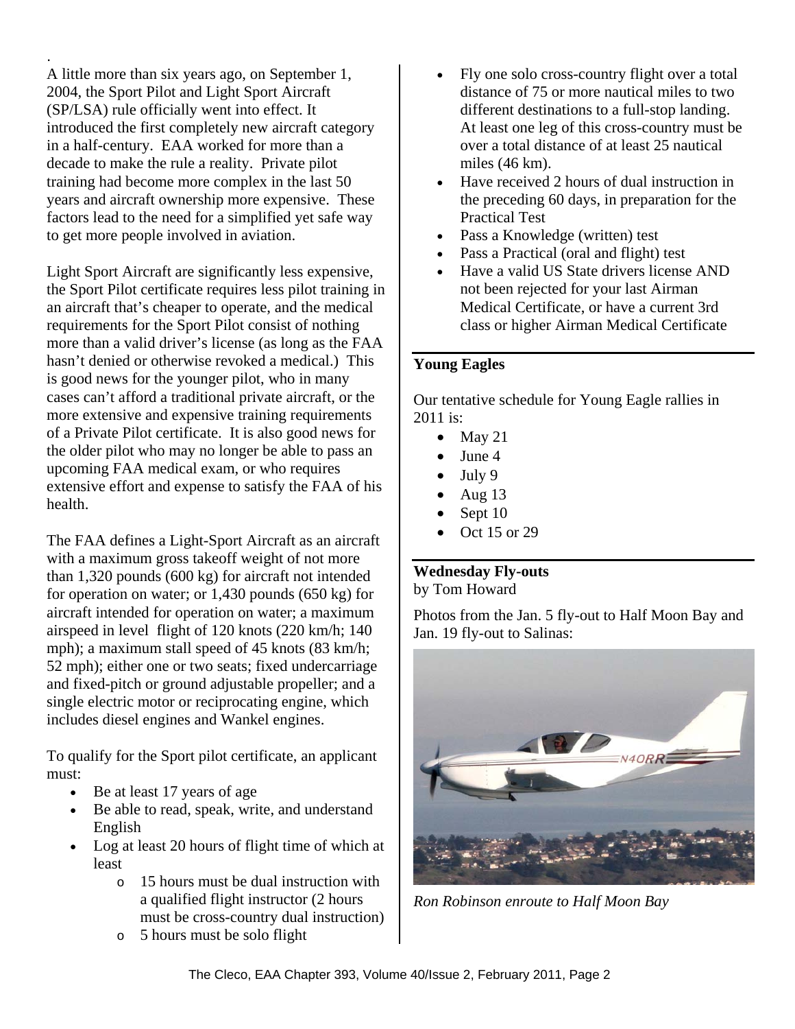.
A little more than six years ago, on September 1, 2004, the Sport Pilot and Light Sport Aircraft (SP/LSA) rule officially went into effect. It introduced the first completely new aircraft category in a half-century. EAA worked for more than a decade to make the rule a reality. Private pilot training had become more complex in the last 50 years and aircraft ownership more expensive. These factors lead to the need for a simplified yet safe way to get more people involved in aviation.

Light Sport Aircraft are significantly less expensive, the Sport Pilot certificate requires less pilot training in an aircraft that's cheaper to operate, and the medical requirements for the Sport Pilot consist of nothing more than a valid driver's license (as long as the FAA hasn't denied or otherwise revoked a medical.) This is good news for the younger pilot, who in many cases can't afford a traditional private aircraft, or the more extensive and expensive training requirements of a Private Pilot certificate. It is also good news for the older pilot who may no longer be able to pass an upcoming FAA medical exam, or who requires extensive effort and expense to satisfy the FAA of his health.

The FAA defines a Light-Sport Aircraft as an aircraft with a maximum gross takeoff weight of not more than 1,320 pounds (600 kg) for aircraft not intended for operation on water; or 1,430 pounds (650 kg) for aircraft intended for operation on water; a maximum airspeed in level flight of 120 knots (220 km/h; 140 mph); a maximum stall speed of 45 knots (83 km/h; 52 mph); either one or two seats; fixed undercarriage and fixed-pitch or ground adjustable propeller; and a single electric motor or reciprocating engine, which includes diesel engines and Wankel engines.

To qualify for the Sport pilot certificate, an applicant must:

- Be at least 17 years of age
- Be able to read, speak, write, and understand English
- Log at least 20 hours of flight time of which at least
    - 15 hours must be dual instruction with a qualified flight instructor (2 hours must be cross-country dual instruction)
    - 5 hours must be solo flight
- Fly one solo cross-country flight over a total distance of 75 or more nautical miles to two different destinations to a full-stop landing. At least one leg of this cross-country must be over a total distance of at least 25 nautical miles (46 km).
- Have received 2 hours of dual instruction in the preceding 60 days, in preparation for the Practical Test
- Pass a Knowledge (written) test
- Pass a Practical (oral and flight) test
- Have a valid US State drivers license AND not been rejected for your last Airman Medical Certificate, or have a current 3rd class or higher Airman Medical Certificate

## Young Eagles

Our tentative schedule for Young Eagle rallies in 2011 is:

- May 21
- June 4
- July 9
- Aug 13
- Sept 10
- Oct 15 or 29

## Wednesday Fly-outs

by Tom Howard

Photos from the Jan. 5 fly-out to Half Moon Bay and Jan. 19 fly-out to Salinas:

*Ron Robinson enroute to Half Moon Bay*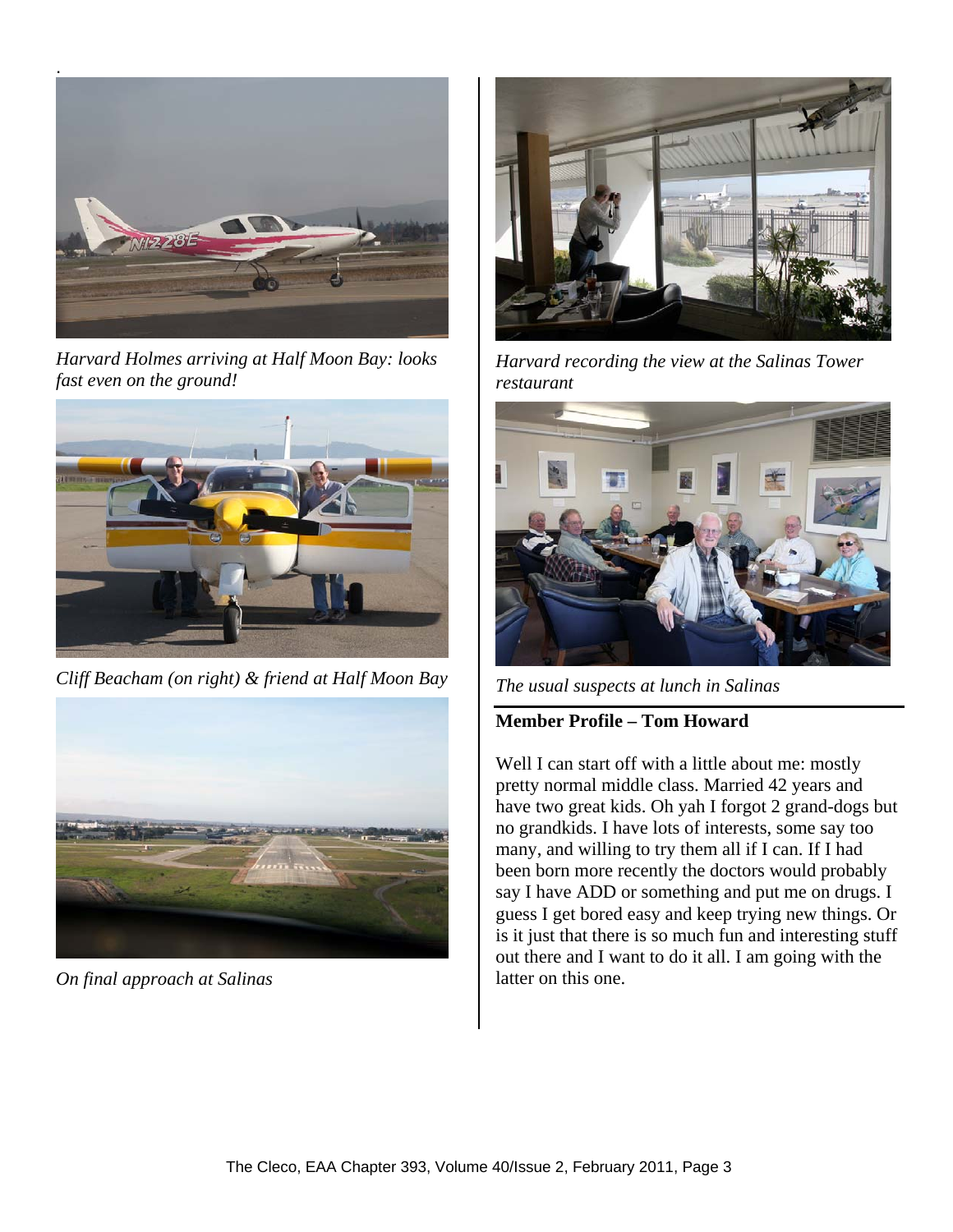*Harvard Holmes arriving at Half Moon Bay: looks fast even on the ground!*

*Cliff Beacham (on right) & friend at Half Moon Bay*

*On final approach at Salinas*

*Harvard recording the view at the Salinas Tower restaurant*

*The usual suspects at lunch in Salinas*

**Member Profile – Tom Howard**

Well I can start off with a little about me: mostly pretty normal middle class. Married 42 years and have two great kids. Oh yah I forgot 2 grand-dogs but no grandkids. I have lots of interests, some say too many, and willing to try them all if I can. If I had been born more recently the doctors would probably say I have ADD or something and put me on drugs. I guess I get bored easy and keep trying new things. Or is it just that there is so much fun and interesting stuff out there and I want to do it all. I am going with the latter on this one.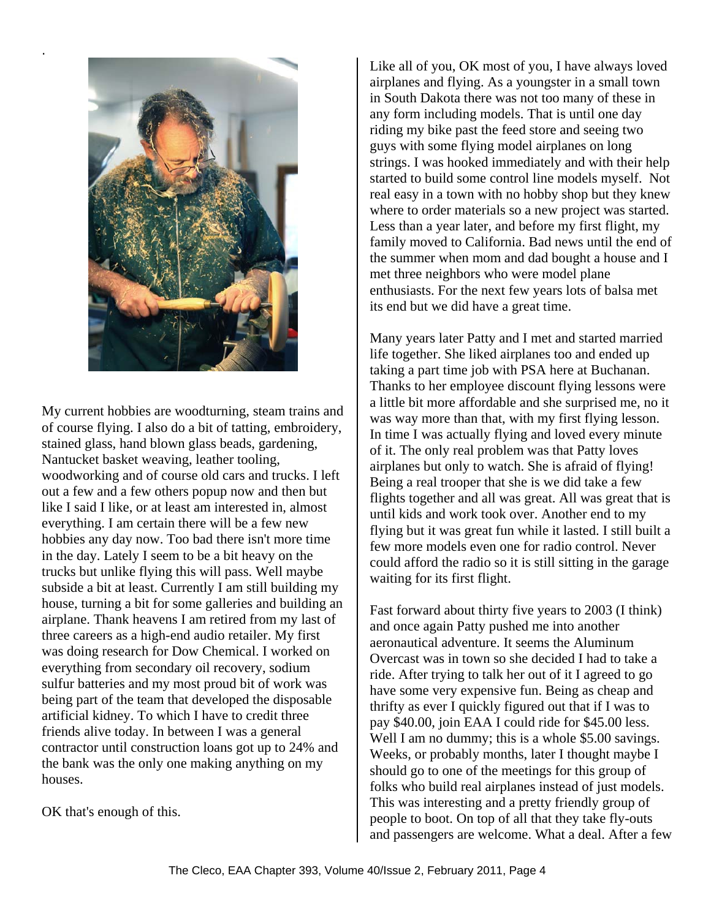My current hobbies are woodturning, steam trains and of course flying. I also do a bit of tatting, embroidery, stained glass, hand blown glass beads, gardening, Nantucket basket weaving, leather tooling, woodworking and of course old cars and trucks. I left out a few and a few others popup now and then but like I said I like, or at least am interested in, almost everything. I am certain there will be a few new hobbies any day now. Too bad there isn't more time in the day. Lately I seem to be a bit heavy on the trucks but unlike flying this will pass. Well maybe subside a bit at least. Currently I am still building my house, turning a bit for some galleries and building an airplane. Thank heavens I am retired from my last of three careers as a high-end audio retailer. My first was doing research for Dow Chemical. I worked on everything from secondary oil recovery, sodium sulfur batteries and my most proud bit of work was being part of the team that developed the disposable artificial kidney. To which I have to credit three friends alive today. In between I was a general contractor until construction loans got up to 24% and the bank was the only one making anything on my houses.

OK that's enough of this.

Like all of you, OK most of you, I have always loved airplanes and flying. As a youngster in a small town in South Dakota there was not too many of these in any form including models. That is until one day riding my bike past the feed store and seeing two guys with some flying model airplanes on long strings. I was hooked immediately and with their help started to build some control line models myself. Not real easy in a town with no hobby shop but they knew where to order materials so a new project was started. Less than a year later, and before my first flight, my family moved to California. Bad news until the end of the summer when mom and dad bought a house and I met three neighbors who were model plane enthusiasts. For the next few years lots of balsa met its end but we did have a great time.

Many years later Patty and I met and started married life together. She liked airplanes too and ended up taking a part time job with PSA here at Buchanan. Thanks to her employee discount flying lessons were a little bit more affordable and she surprised me, no it was way more than that, with my first flying lesson. In time I was actually flying and loved every minute of it. The only real problem was that Patty loves airplanes but only to watch. She is afraid of flying! Being a real trooper that she is we did take a few flights together and all was great. All was great that is until kids and work took over. Another end to my flying but it was great fun while it lasted. I still built a few more models even one for radio control. Never could afford the radio so it is still sitting in the garage waiting for its first flight.

Fast forward about thirty five years to 2003 (I think) and once again Patty pushed me into another aeronautical adventure. It seems the Aluminum Overcast was in town so she decided I had to take a ride. After trying to talk her out of it I agreed to go have some very expensive fun. Being as cheap and thrifty as ever I quickly figured out that if I was to pay $40.00, join EAA I could ride for $45.00 less. Well I am no dummy; this is a whole $5.00 savings. Weeks, or probably months, later I thought maybe I should go to one of the meetings for this group of folks who build real airplanes instead of just models. This was interesting and a pretty friendly group of people to boot. On top of all that they take fly-outs and passengers are welcome. What a deal. After a few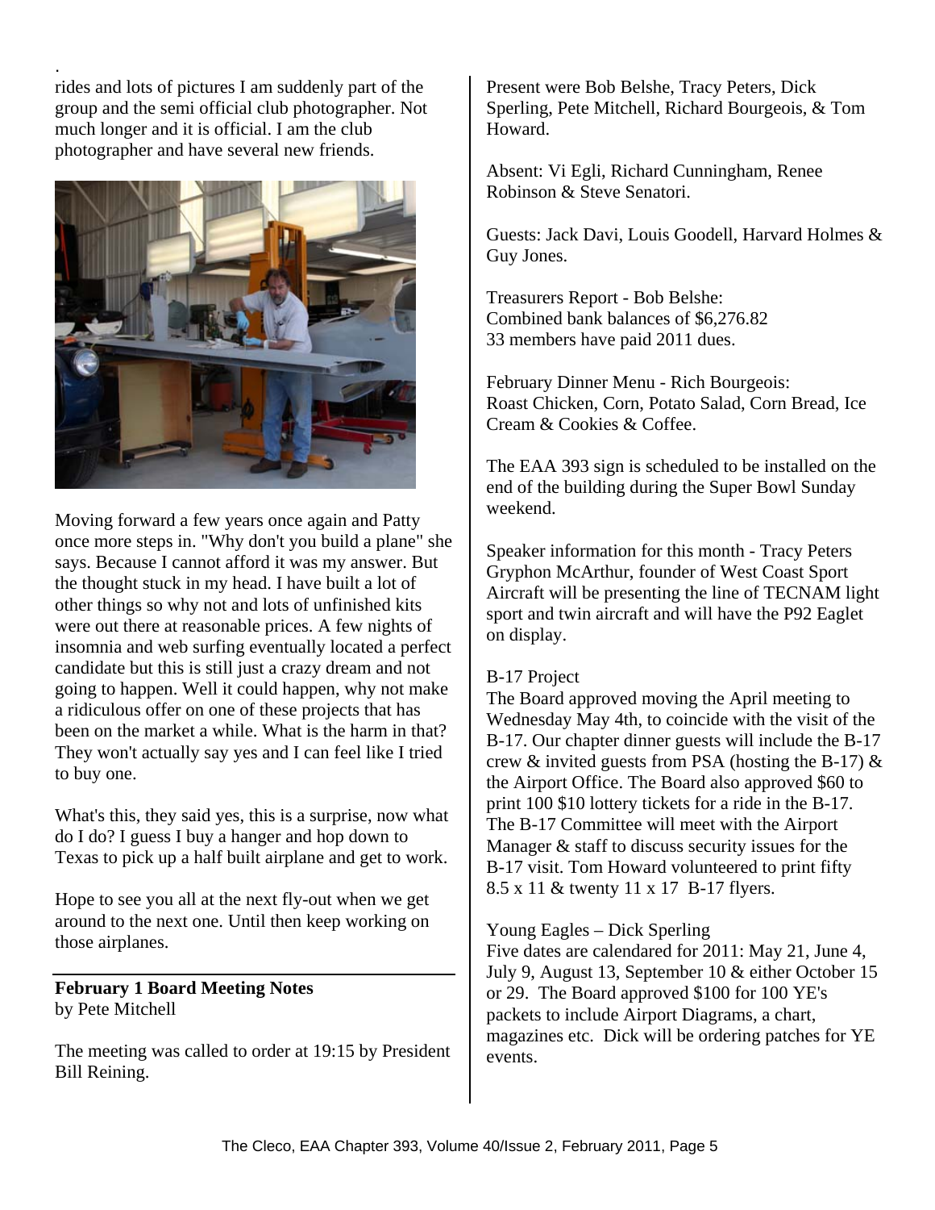.
rides and lots of pictures I am suddenly part of the group and the semi official club photographer. Not much longer and it is official. I am the club photographer and have several new friends.

Moving forward a few years once again and Patty once more steps in. "Why don't you build a plane" she says. Because I cannot afford it was my answer. But the thought stuck in my head. I have built a lot of other things so why not and lots of unfinished kits were out there at reasonable prices. A few nights of insomnia and web surfing eventually located a perfect candidate but this is still just a crazy dream and not going to happen. Well it could happen, why not make a ridiculous offer on one of these projects that has been on the market a while. What is the harm in that? They won't actually say yes and I can feel like I tried to buy one.

What's this, they said yes, this is a surprise, now what do I do? I guess I buy a hanger and hop down to Texas to pick up a half built airplane and get to work.

Hope to see you all at the next fly-out when we get around to the next one. Until then keep working on those airplanes.

**February 1 Board Meeting Notes**
by Pete Mitchell

The meeting was called to order at 19:15 by President Bill Reining.

Present were Bob Belshe, Tracy Peters, Dick Sperling, Pete Mitchell, Richard Bourgeois, & Tom Howard.

Absent: Vi Egli, Richard Cunningham, Renee Robinson & Steve Senatori.

Guests: Jack Davi, Louis Goodell, Harvard Holmes & Guy Jones.

Treasurers Report - Bob Belshe:
Combined bank balances of $6,276.82
33 members have paid 2011 dues.

February Dinner Menu - Rich Bourgeois:
Roast Chicken, Corn, Potato Salad, Corn Bread, Ice Cream & Cookies & Coffee.

The EAA 393 sign is scheduled to be installed on the end of the building during the Super Bowl Sunday weekend.

Speaker information for this month - Tracy Peters
Gryphon McArthur, founder of West Coast Sport Aircraft will be presenting the line of TECNAM light sport and twin aircraft and will have the P92 Eaglet on display.

B-17 Project
The Board approved moving the April meeting to Wednesday May 4th, to coincide with the visit of the B-17. Our chapter dinner guests will include the B-17 crew & invited guests from PSA (hosting the B-17) & the Airport Office. The Board also approved $60 to print 100 $10 lottery tickets for a ride in the B-17. The B-17 Committee will meet with the Airport Manager & staff to discuss security issues for the B-17 visit. Tom Howard volunteered to print fifty 8.5 x 11 & twenty 11 x 17 B-17 flyers.

Young Eagles – Dick Sperling
Five dates are calendared for 2011: May 21, June 4, July 9, August 13, September 10 & either October 15 or 29. The Board approved $100 for 100 YE's packets to include Airport Diagrams, a chart, magazines etc. Dick will be ordering patches for YE events.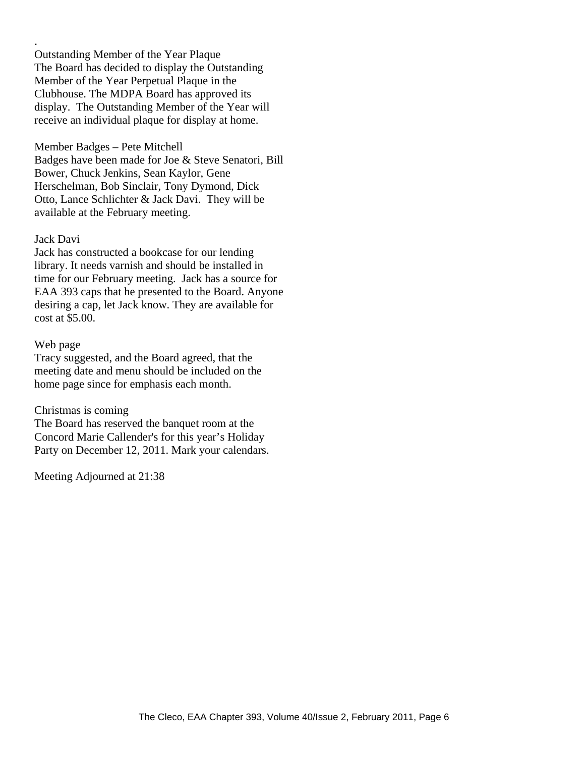.

Outstanding Member of the Year Plaque

The Board has decided to display the Outstanding Member of the Year Perpetual Plaque in the Clubhouse. The MDPA Board has approved its display. The Outstanding Member of the Year will receive an individual plaque for display at home.

Member Badges – Pete Mitchell

Badges have been made for Joe & Steve Senatori, Bill Bower, Chuck Jenkins, Sean Kaylor, Gene Herschelman, Bob Sinclair, Tony Dymond, Dick Otto, Lance Schlichter & Jack Davi. They will be available at the February meeting.

Jack Davi

Jack has constructed a bookcase for our lending library. It needs varnish and should be installed in time for our February meeting. Jack has a source for EAA 393 caps that he presented to the Board. Anyone desiring a cap, let Jack know. They are available for cost at $5.00.

Web page

Tracy suggested, and the Board agreed, that the meeting date and menu should be included on the home page since for emphasis each month.

Christmas is coming

The Board has reserved the banquet room at the Concord Marie Callender's for this year's Holiday Party on December 12, 2011. Mark your calendars.

Meeting Adjourned at 21:38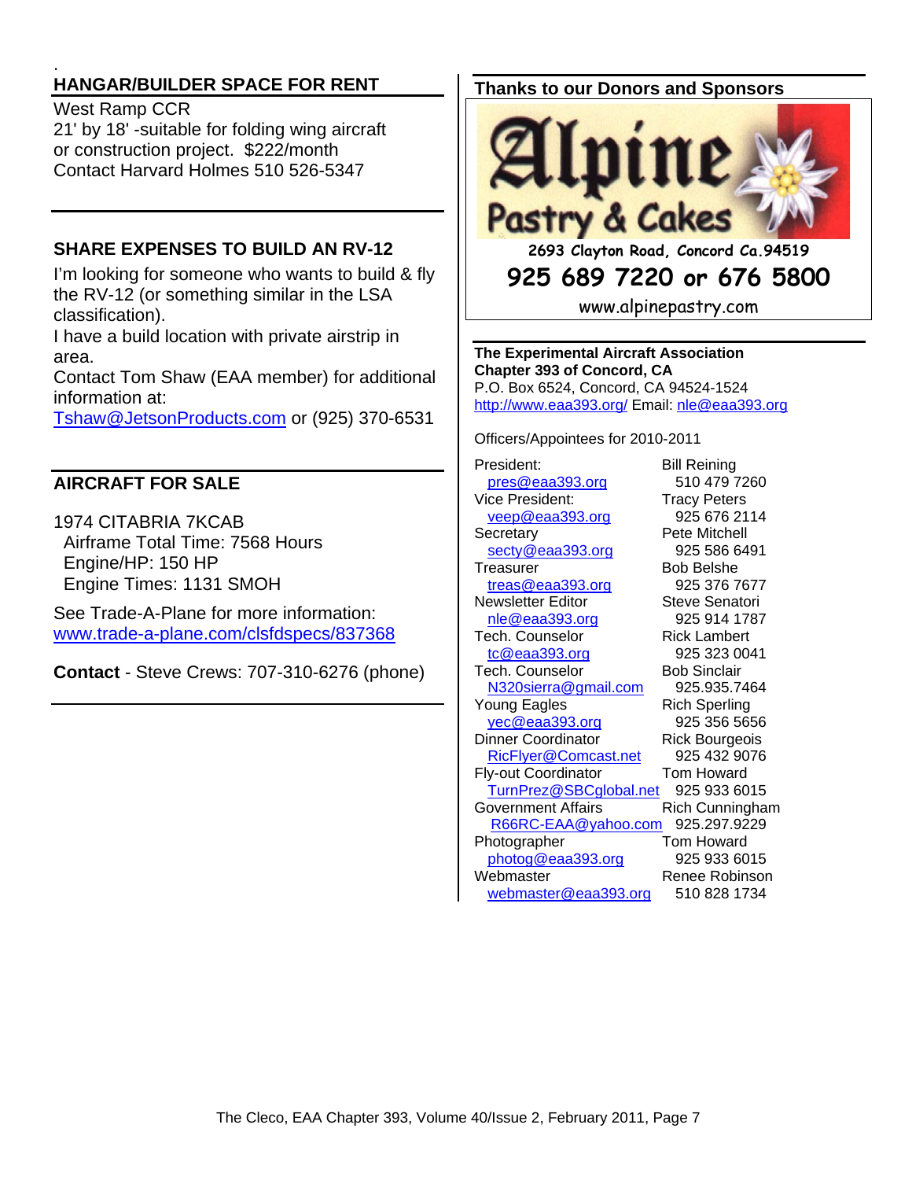## HANGAR/BUILDER SPACE FOR RENT

West Ramp CCR
21' by 18' -suitable for folding wing aircraft or construction project. $222/month
Contact Harvard Holmes 510 526-5347

## SHARE EXPENSES TO BUILD AN RV-12

I'm looking for someone who wants to build & fly the RV-12 (or something similar in the LSA classification).

I have a build location with private airstrip in area.

Contact Tom Shaw (EAA member) for additional information at:
Tshaw@JetsonProducts.com or (925) 370-6531

## AIRCRAFT FOR SALE

1974 CITABRIA 7KCAB
- Airframe Total Time: 7568 Hours
- Engine/HP: 150 HP
- Engine Times: 1131 SMOH

See Trade-A-Plane for more information:
www.trade-a-plane.com/clsfdspecs/837368

**Contact** - Steve Crews: 707-310-6276 (phone)

## Thanks to our Donors and Sponsors

Alpine Pastry & Cakes
2693 Clayton Road, Concord Ca.94519
925 689 7220 or 676 5800
www.alpinepastry.com

**The Experimental Aircraft Association**
**Chapter 393 of Concord, CA**
P.O. Box 6524, Concord, CA 94524-1524
http://www.eaa393.org/ Email: nle@eaa393.org

Officers/Appointees for 2010-2011

| Position | Name / Phone |
|---|---|
| President: pres@eaa393.org | Bill Reining 510 479 7260 |
| Vice President: veep@eaa393.org | Tracy Peters 925 676 2114 |
| Secretary secty@eaa393.org | Pete Mitchell 925 586 6491 |
| Treasurer treas@eaa393.org | Bob Belshe 925 376 7677 |
| Newsletter Editor nle@eaa393.org | Steve Senatori 925 914 1787 |
| Tech. Counselor tc@eaa393.org | Rick Lambert 925 323 0041 |
| Tech. Counselor N320sierra@gmail.com | Bob Sinclair 925.935.7464 |
| Young Eagles yec@eaa393.org | Rich Sperling 925 356 5656 |
| Dinner Coordinator RicFlyer@Comcast.net | Rick Bourgeois 925 432 9076 |
| Fly-out Coordinator TurnPrez@SBCglobal.net | Tom Howard 925 933 6015 |
| Government Affairs R66RC-EAA@yahoo.com | Rich Cunningham 925.297.9229 |
| Photographer photog@eaa393.org | Tom Howard 925 933 6015 |
| Webmaster webmaster@eaa393.org | Renee Robinson 510 828 1734 |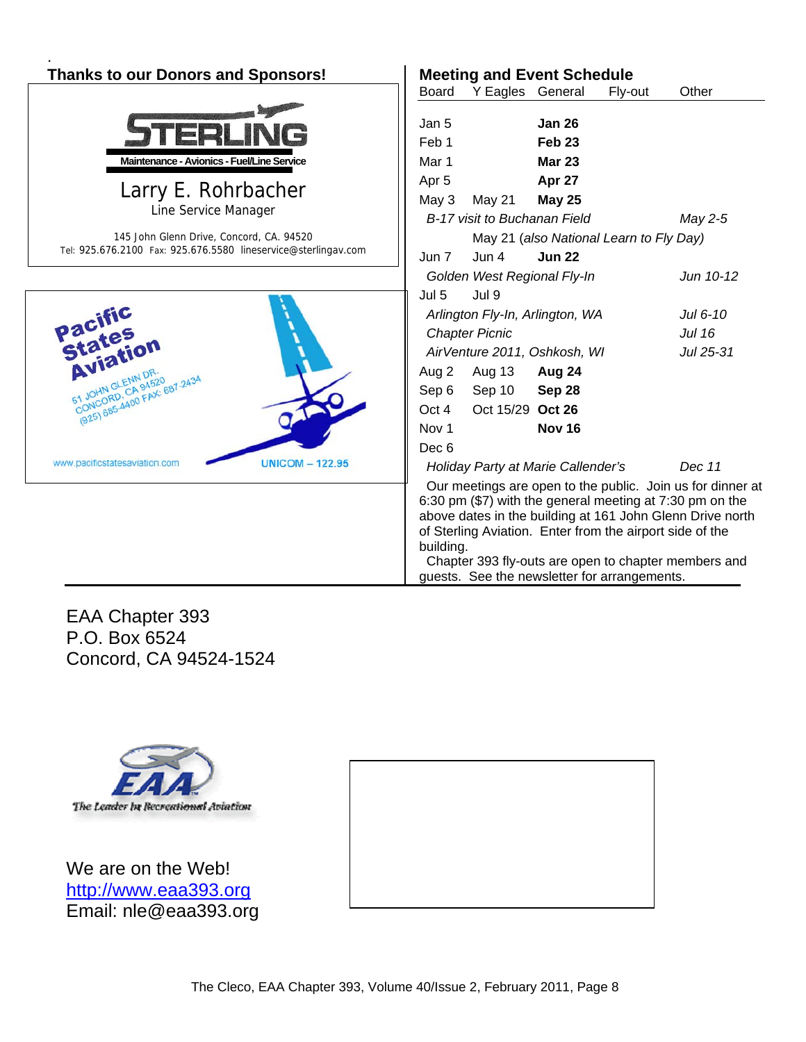## Thanks to our Donors and Sponsors!

STERLING
Maintenance - Avionics - Fuel/Line Service

Larry E. Rohrbacher
Line Service Manager

145 John Glenn Drive, Concord, CA. 94520
Tel: 925.676.2100 Fax: 925.676.5580 lineservice@sterlingav.com

Pacific States Aviation
51 JOHN GLENN DR.
CONCORD, CA 94520
(925) 685-4400 FAX: 687-2434
www.pacificstatesaviation.com
UNICOM – 122.95

## Meeting and Event Schedule

| Board | Y Eagles | General | Fly-out | Other |
|---|---|---|---|---|
| Jan 5 | | **Jan 26** | | |
| Feb 1 | | **Feb 23** | | |
| Mar 1 | | **Mar 23** | | |
| Apr 5 | | **Apr 27** | | |
| May 3 | May 21 | **May 25** | | |
| *B-17 visit to Buchanan Field* | | | | *May 2-5* |
| | May 21 (*also National Learn to Fly Day)* | | | |
| Jun 7 | Jun 4 | **Jun 22** | | |
| *Golden West Regional Fly-In* | | | | *Jun 10-12* |
| Jul 5 | Jul 9 | | | |
| *Arlington Fly-In, Arlington, WA* | | | | *Jul 6-10* |
| *Chapter Picnic* | | | | *Jul 16* |
| *AirVenture 2011, Oshkosh, WI* | | | | *Jul 25-31* |
| Aug 2 | Aug 13 | **Aug 24** | | |
| Sep 6 | Sep 10 | **Sep 28** | | |
| Oct 4 | Oct 15/29 | **Oct 26** | | |
| Nov 1 | | **Nov 16** | | |
| Dec 6 | | | | |
| *Holiday Party at Marie Callender's* | | | | *Dec 11* |

Our meetings are open to the public. Join us for dinner at 6:30 pm ($7) with the general meeting at 7:30 pm on the above dates in the building at 161 John Glenn Drive north of Sterling Aviation. Enter from the airport side of the building.

Chapter 393 fly-outs are open to chapter members and guests. See the newsletter for arrangements.

EAA Chapter 393
P.O. Box 6524
Concord, CA 94524-1524

EAA
The Leader in Recreational Aviation

We are on the Web!
http://www.eaa393.org
Email: nle@eaa393.org